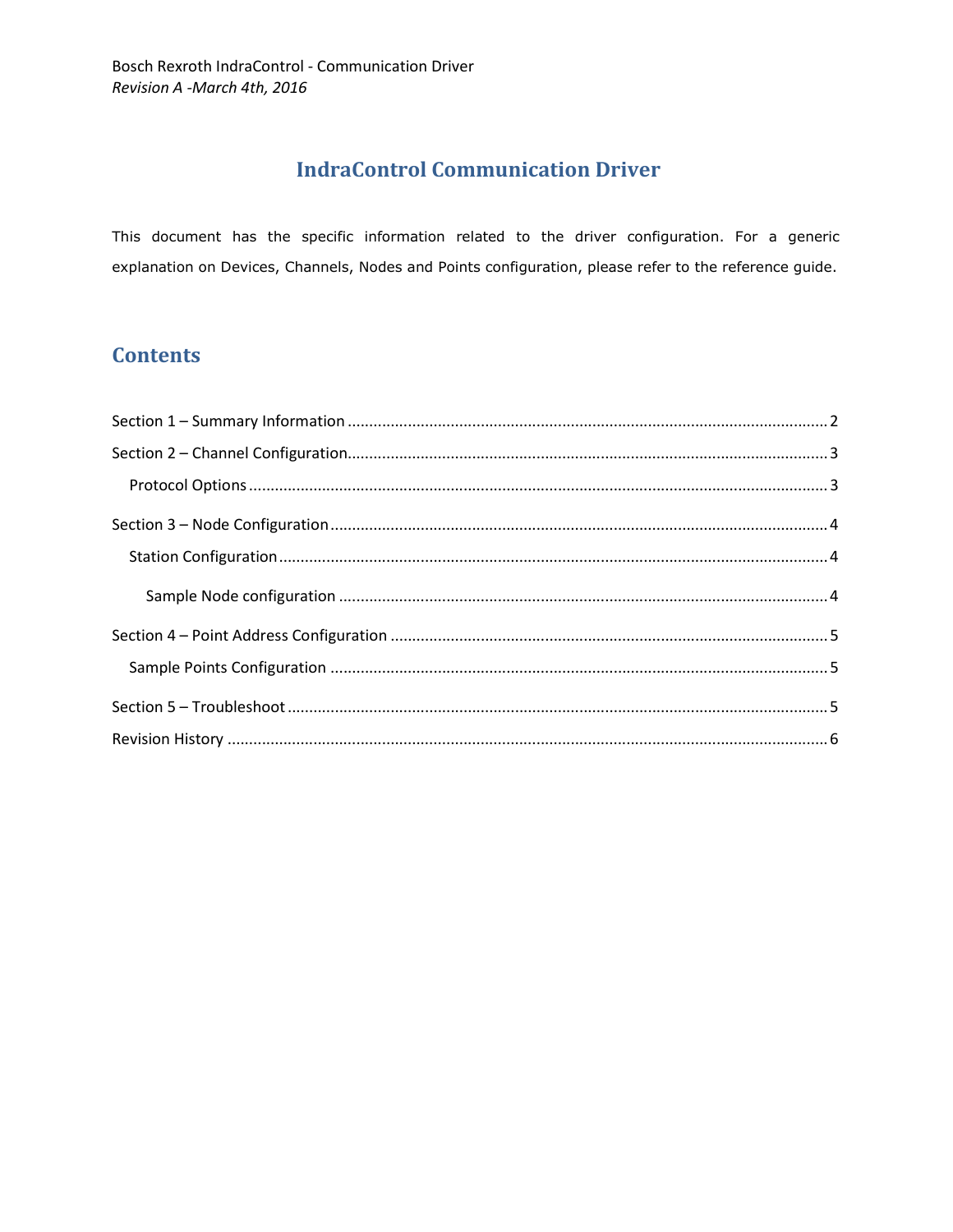Bosch Rexroth IndraControl - Communication Driver
*Revision A -March 4th, 2016*

# IndraControl Communication Driver

This document has the specific information related to the driver configuration. For a generic explanation on Devices, Channels, Nodes and Points configuration, please refer to the reference guide.

## Contents

Section 1 – Summary Information ........ 2

Section 2 – Channel Configuration ........ 3

- Protocol Options ........ 3

Section 3 – Node Configuration ........ 4

- Station Configuration ........ 4
  - Sample Node configuration ........ 4

Section 4 – Point Address Configuration ........ 5

- Sample Points Configuration ........ 5

Section 5 – Troubleshoot ........ 5

Revision History ........ 6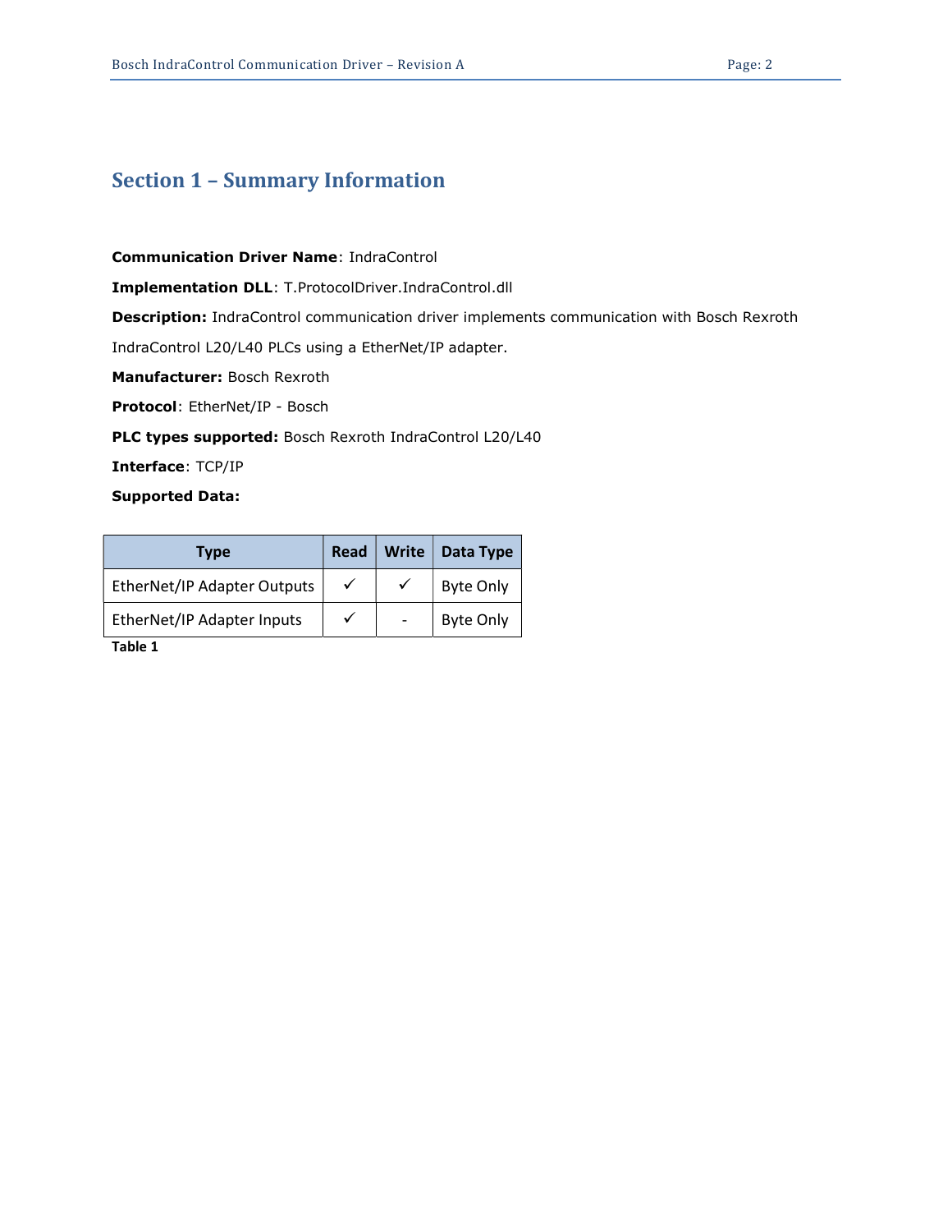# Section 1 – Summary Information

**Communication Driver Name**: IndraControl

**Implementation DLL**: T.ProtocolDriver.IndraControl.dll

**Description:** IndraControl communication driver implements communication with Bosch Rexroth IndraControl L20/L40 PLCs using a EtherNet/IP adapter.

**Manufacturer:** Bosch Rexroth

**Protocol**: EtherNet/IP - Bosch

**PLC types supported:** Bosch Rexroth IndraControl L20/L40

**Interface**: TCP/IP

**Supported Data:**

| Type | Read | Write | Data Type |
|---|---|---|---|
| EtherNet/IP Adapter Outputs | ✓ | ✓ | Byte Only |
| EtherNet/IP Adapter Inputs | ✓ | - | Byte Only |

**Table 1**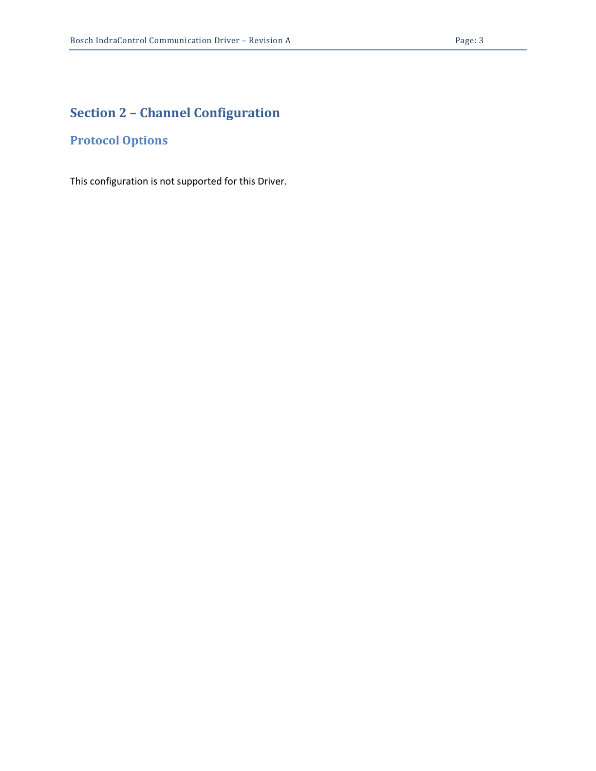# Section 2 – Channel Configuration

## Protocol Options

This configuration is not supported for this Driver.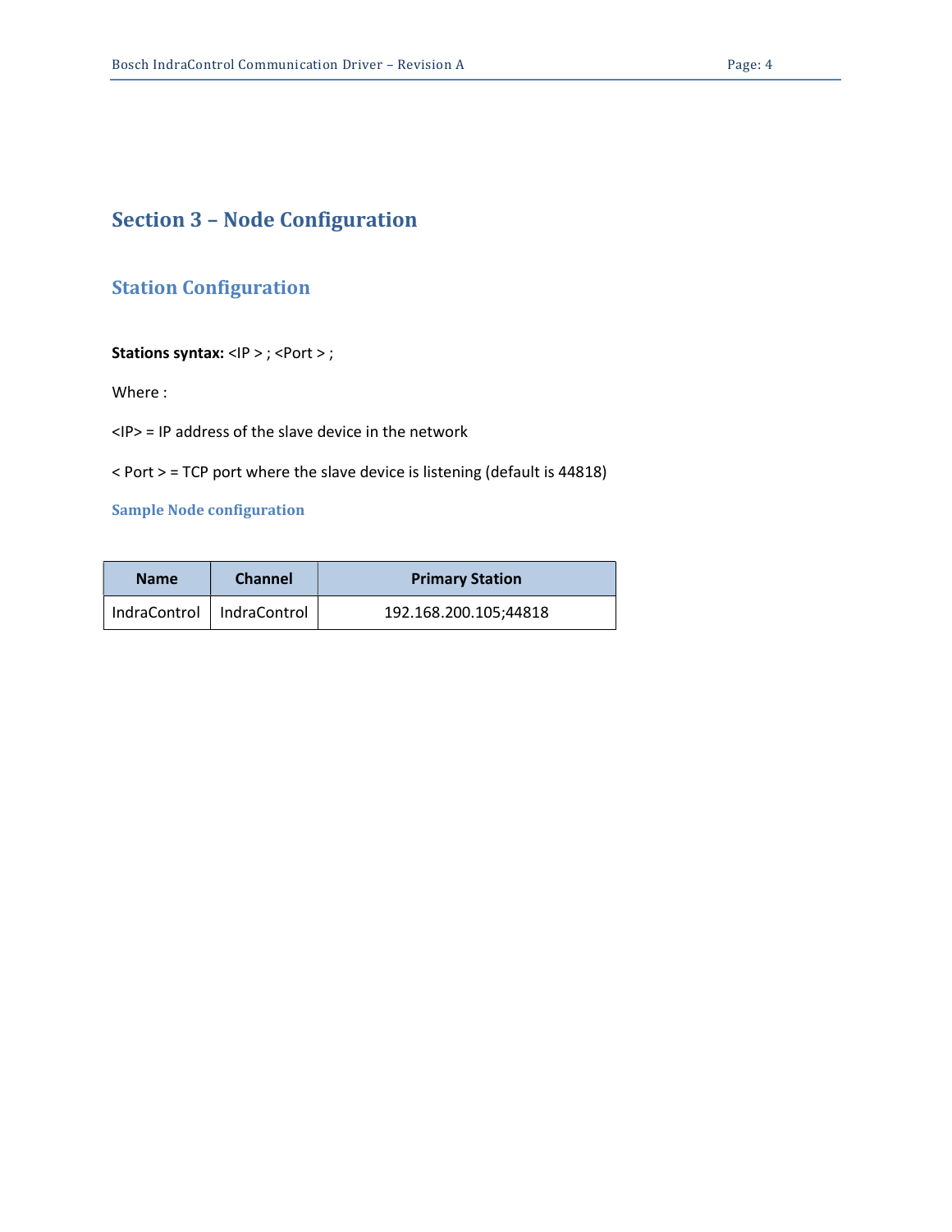# Section 3 – Node Configuration

## Station Configuration

**Stations syntax:** <IP > ; <Port > ;

Where :

<IP> = IP address of the slave device in the network

< Port > = TCP port where the slave device is listening (default is 44818)

### Sample Node configuration

| Name | Channel | Primary Station |
|---|---|---|
| IndraControl | IndraControl | 192.168.200.105;44818 |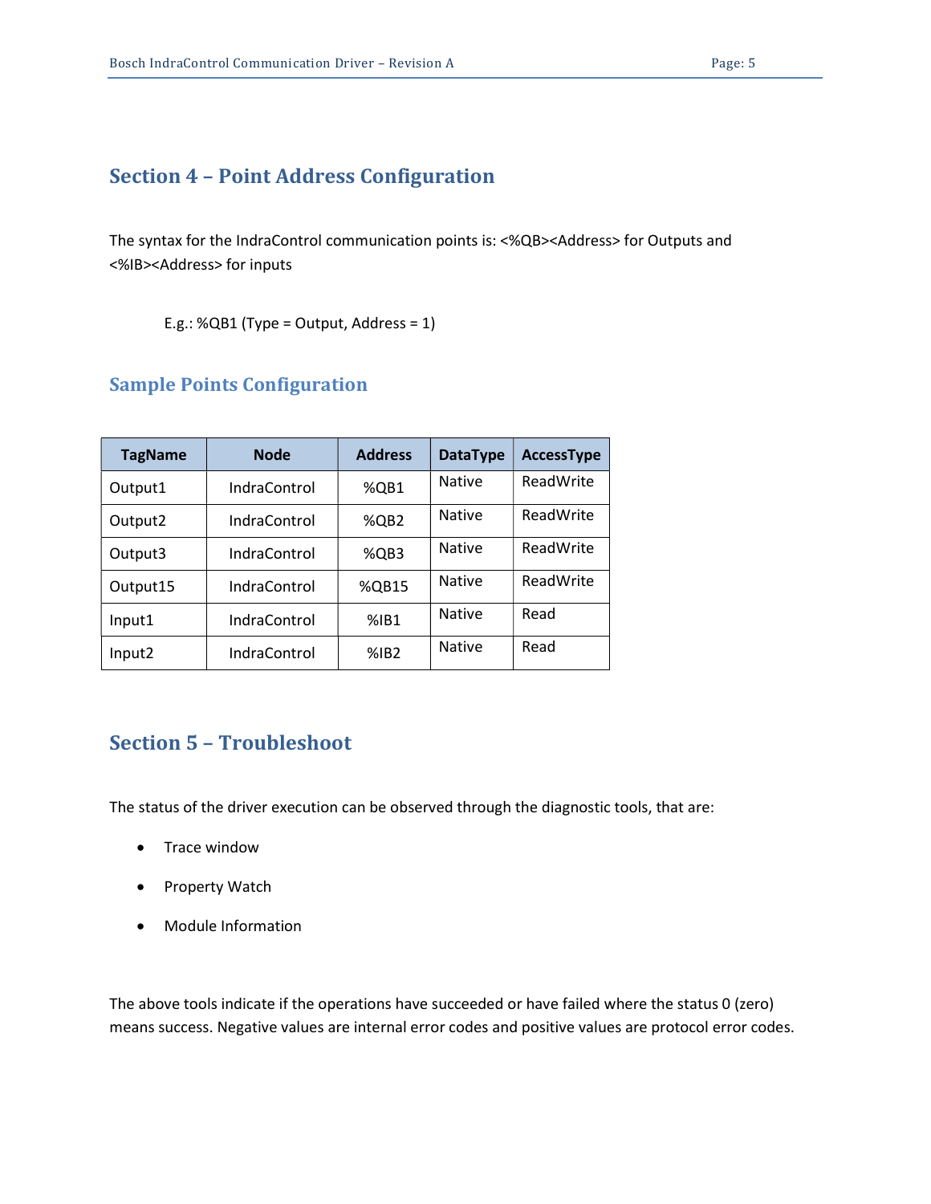## Section 4 – Point Address Configuration

The syntax for the IndraControl communication points is: <%QB><Address> for Outputs and <%IB><Address> for inputs

E.g.: %QB1 (Type = Output, Address = 1)

### Sample Points Configuration

| TagName | Node | Address | DataType | AccessType |
|---|---|---|---|---|
| Output1 | IndraControl | %QB1 | Native | ReadWrite |
| Output2 | IndraControl | %QB2 | Native | ReadWrite |
| Output3 | IndraControl | %QB3 | Native | ReadWrite |
| Output15 | IndraControl | %QB15 | Native | ReadWrite |
| Input1 | IndraControl | %IB1 | Native | Read |
| Input2 | IndraControl | %IB2 | Native | Read |

## Section 5 – Troubleshoot

The status of the driver execution can be observed through the diagnostic tools, that are:

- Trace window
- Property Watch
- Module Information

The above tools indicate if the operations have succeeded or have failed where the status 0 (zero) means success. Negative values are internal error codes and positive values are protocol error codes.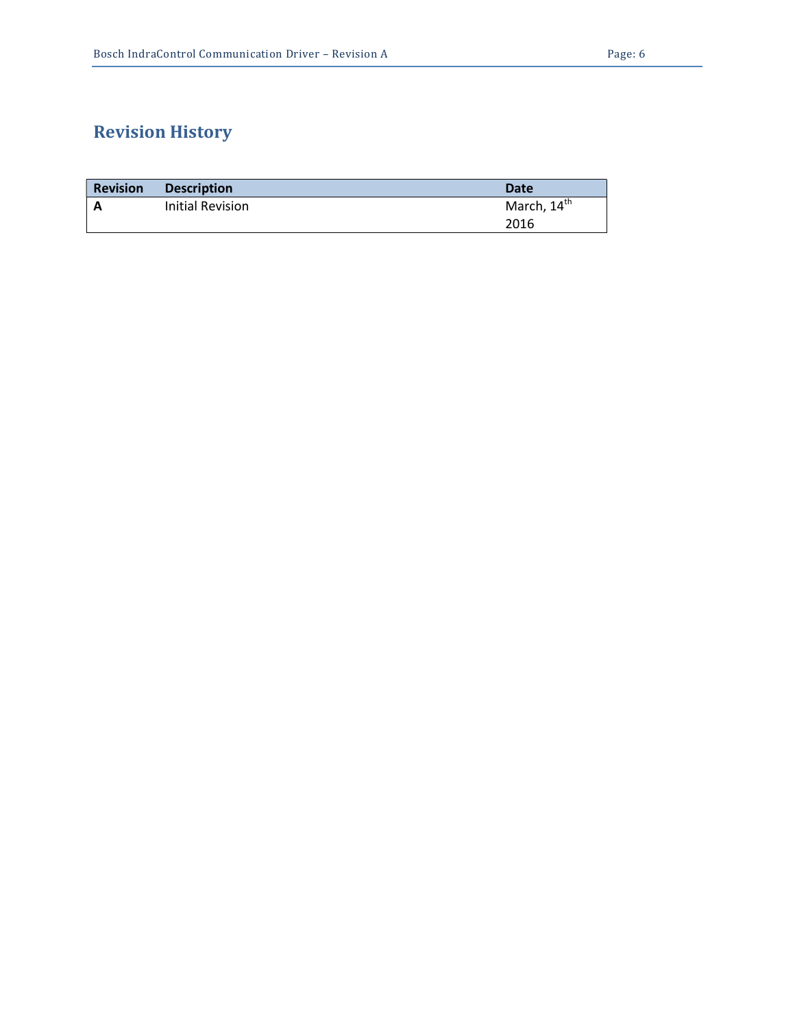# Revision History

| Revision | Description | Date |
|---|---|---|
| **A** | Initial Revision | March, 14th 2016 |